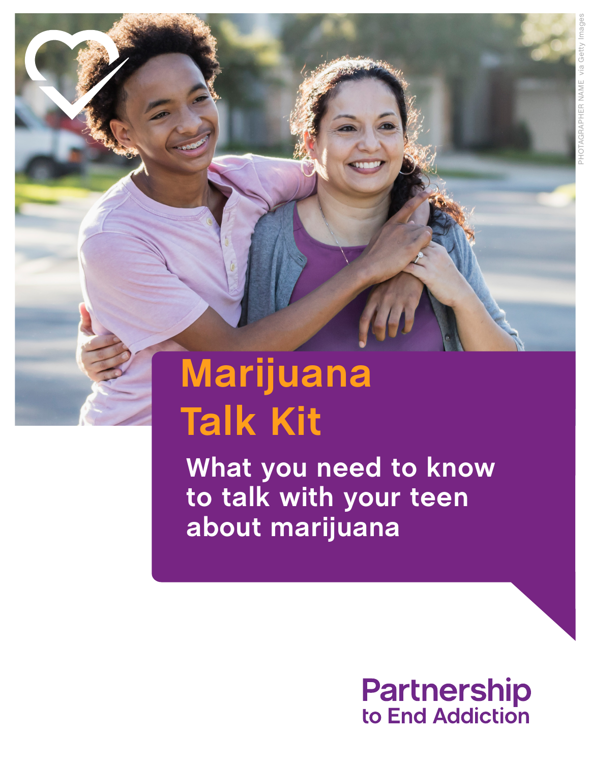# Marijuana Talk Kit

## What you need to know to talk with your teen about marijuana

PHOTOGRAPHER NAME via Getty Images

Partnership to End Addiction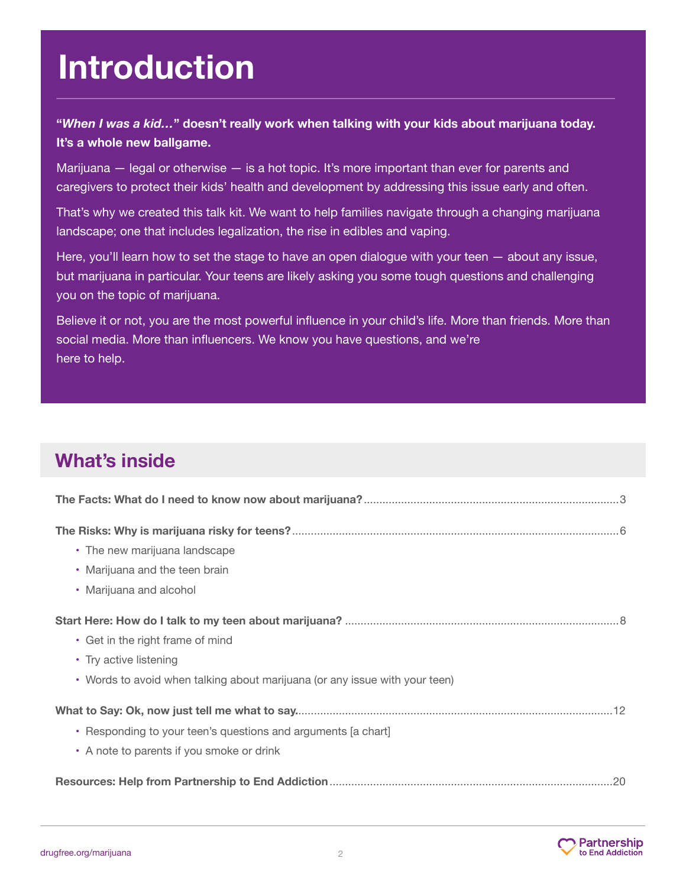# Introduction

**"*When I was a kid…*" doesn't really work when talking with your kids about marijuana today. It's a whole new ballgame.**

Marijuana — legal or otherwise — is a hot topic. It's more important than ever for parents and caregivers to protect their kids' health and development by addressing this issue early and often.

That's why we created this talk kit. We want to help families navigate through a changing marijuana landscape; one that includes legalization, the rise in edibles and vaping.

Here, you'll learn how to set the stage to have an open dialogue with your teen — about any issue, but marijuana in particular. Your teens are likely asking you some tough questions and challenging you on the topic of marijuana.

Believe it or not, you are the most powerful influence in your child's life. More than friends. More than social media. More than influencers. We know you have questions, and we're here to help.

## What's inside

**The Facts: What do I need to know now about marijuana?** .......... 3

**The Risks: Why is marijuana risky for teens?** .......... 6

- The new marijuana landscape
- Marijuana and the teen brain
- Marijuana and alcohol

**Start Here: How do I talk to my teen about marijuana?** .......... 8

- Get in the right frame of mind
- Try active listening
- Words to avoid when talking about marijuana (or any issue with your teen)

**What to Say: Ok, now just tell me what to say** .......... 12

- Responding to your teen's questions and arguments [a chart]
- A note to parents if you smoke or drink

**Resources: Help from Partnership to End Addiction** .......... 20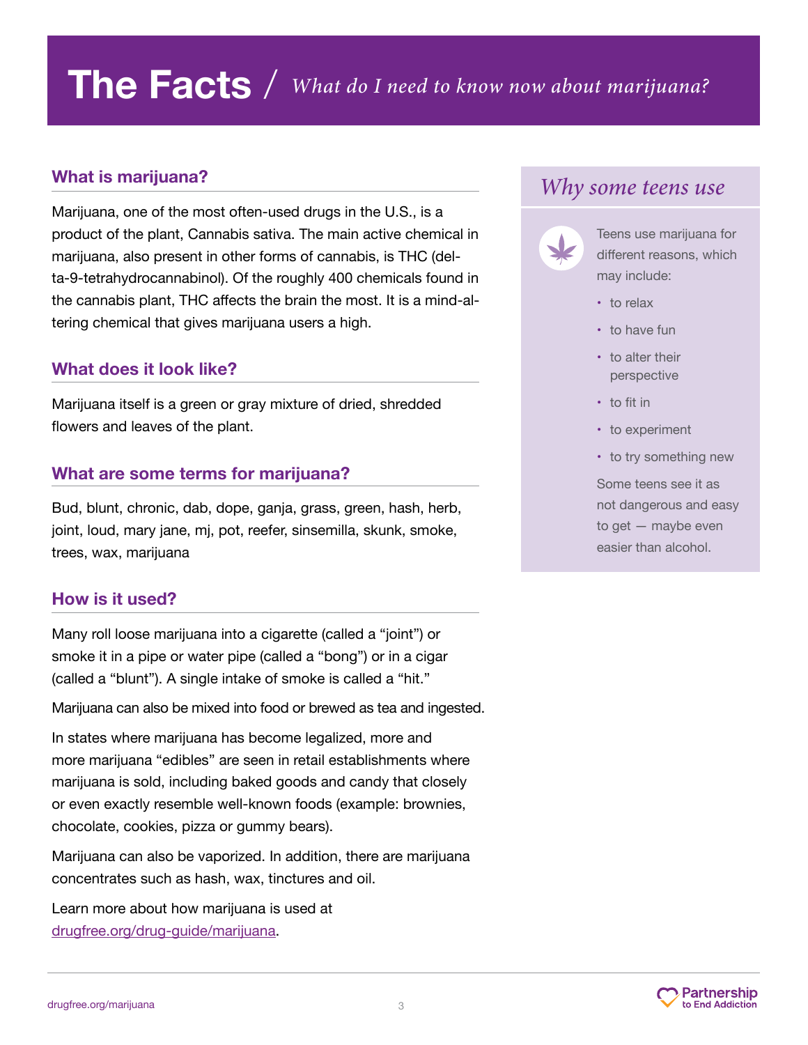# The Facts / *What do I need to know now about marijuana?*

## What is marijuana?

Marijuana, one of the most often-used drugs in the U.S., is a product of the plant, Cannabis sativa. The main active chemical in marijuana, also present in other forms of cannabis, is THC (delta-9-tetrahydrocannabinol). Of the roughly 400 chemicals found in the cannabis plant, THC affects the brain the most. It is a mind-altering chemical that gives marijuana users a high.

## What does it look like?

Marijuana itself is a green or gray mixture of dried, shredded flowers and leaves of the plant.

## What are some terms for marijuana?

Bud, blunt, chronic, dab, dope, ganja, grass, green, hash, herb, joint, loud, mary jane, mj, pot, reefer, sinsemilla, skunk, smoke, trees, wax, marijuana

## How is it used?

Many roll loose marijuana into a cigarette (called a "joint") or smoke it in a pipe or water pipe (called a "bong") or in a cigar (called a "blunt"). A single intake of smoke is called a "hit."

Marijuana can also be mixed into food or brewed as tea and ingested.

In states where marijuana has become legalized, more and more marijuana "edibles" are seen in retail establishments where marijuana is sold, including baked goods and candy that closely or even exactly resemble well-known foods (example: brownies, chocolate, cookies, pizza or gummy bears).

Marijuana can also be vaporized. In addition, there are marijuana concentrates such as hash, wax, tinctures and oil.

Learn more about how marijuana is used at drugfree.org/drug-guide/marijuana.

## *Why some teens use*

Teens use marijuana for different reasons, which may include:

- to relax
- to have fun
- to alter their perspective
- to fit in
- to experiment
- to try something new

Some teens see it as not dangerous and easy to get — maybe even easier than alcohol.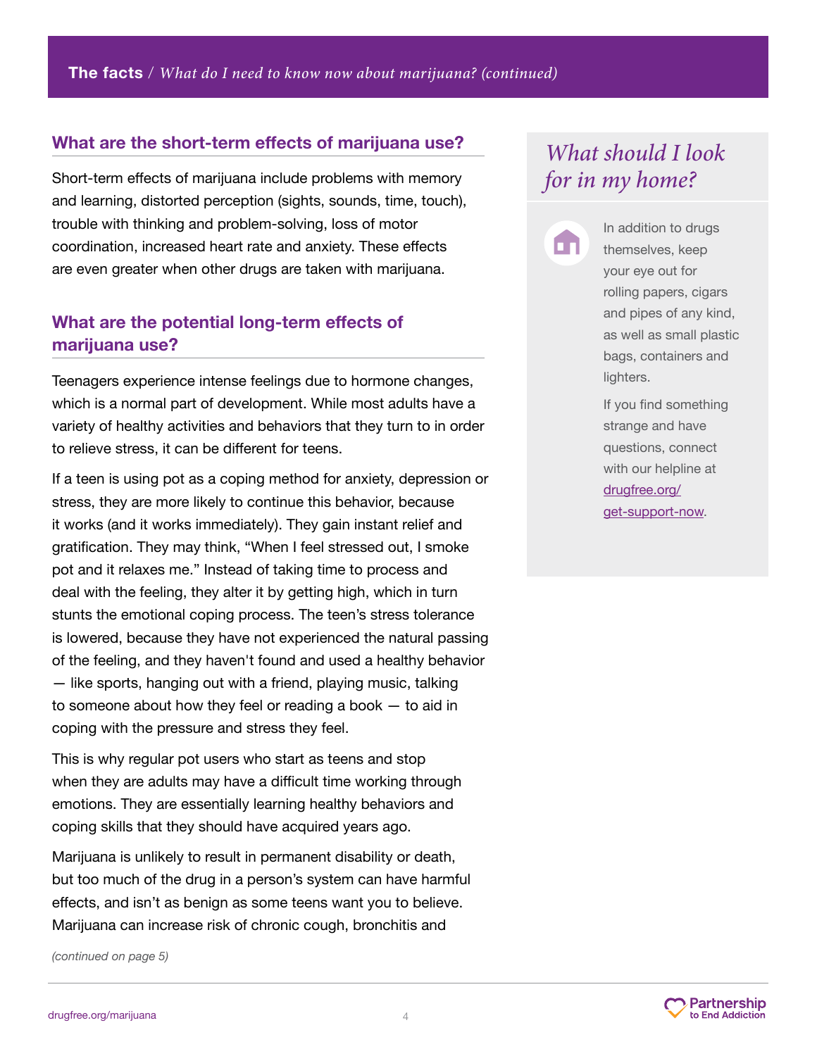## What are the short-term effects of marijuana use?

Short-term effects of marijuana include problems with memory and learning, distorted perception (sights, sounds, time, touch), trouble with thinking and problem-solving, loss of motor coordination, increased heart rate and anxiety. These effects are even greater when other drugs are taken with marijuana.

## What are the potential long-term effects of marijuana use?

Teenagers experience intense feelings due to hormone changes, which is a normal part of development. While most adults have a variety of healthy activities and behaviors that they turn to in order to relieve stress, it can be different for teens.

If a teen is using pot as a coping method for anxiety, depression or stress, they are more likely to continue this behavior, because it works (and it works immediately). They gain instant relief and gratification. They may think, "When I feel stressed out, I smoke pot and it relaxes me." Instead of taking time to process and deal with the feeling, they alter it by getting high, which in turn stunts the emotional coping process. The teen's stress tolerance is lowered, because they have not experienced the natural passing of the feeling, and they haven't found and used a healthy behavior — like sports, hanging out with a friend, playing music, talking to someone about how they feel or reading a book — to aid in coping with the pressure and stress they feel.

This is why regular pot users who start as teens and stop when they are adults may have a difficult time working through emotions. They are essentially learning healthy behaviors and coping skills that they should have acquired years ago.

Marijuana is unlikely to result in permanent disability or death, but too much of the drug in a person's system can have harmful effects, and isn't as benign as some teens want you to believe. Marijuana can increase risk of chronic cough, bronchitis and

*(continued on page 5)*

## *What should I look for in my home?*

In addition to drugs themselves, keep your eye out for rolling papers, cigars and pipes of any kind, as well as small plastic bags, containers and lighters.

If you find something strange and have questions, connect with our helpline at drugfree.org/get-support-now.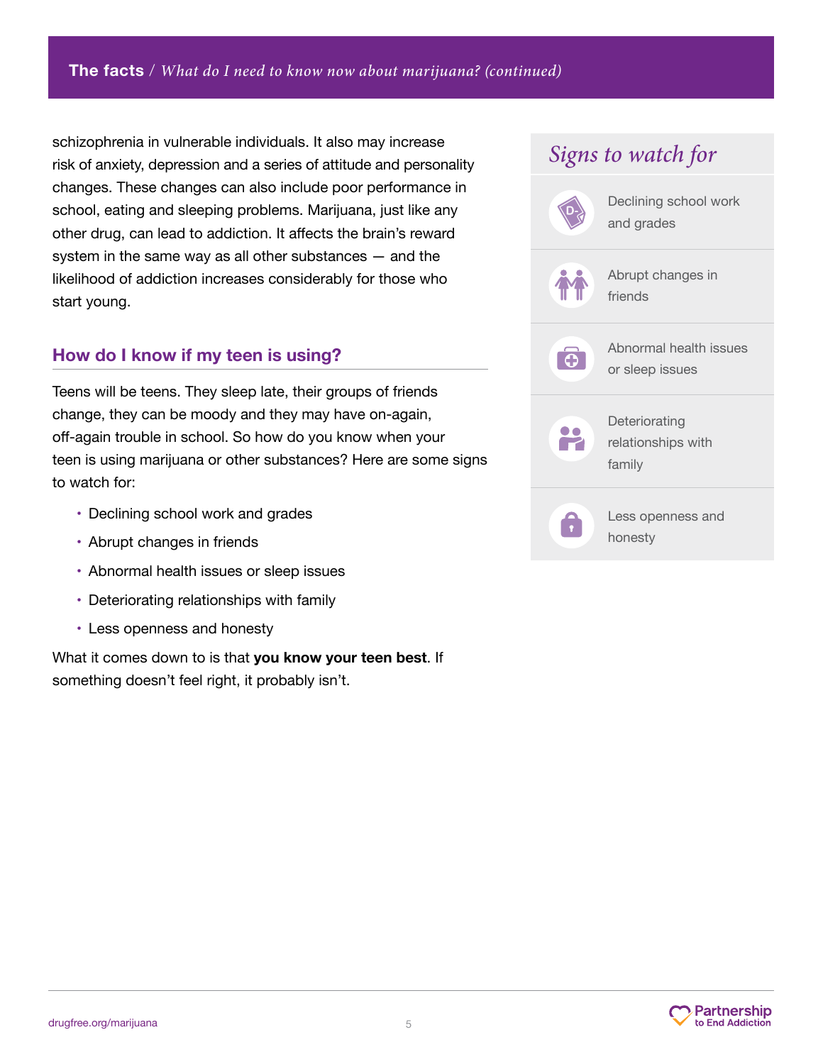schizophrenia in vulnerable individuals. It also may increase risk of anxiety, depression and a series of attitude and personality changes. These changes can also include poor performance in school, eating and sleeping problems. Marijuana, just like any other drug, can lead to addiction. It affects the brain's reward system in the same way as all other substances — and the likelihood of addiction increases considerably for those who start young.

## How do I know if my teen is using?

Teens will be teens. They sleep late, their groups of friends change, they can be moody and they may have on-again, off-again trouble in school. So how do you know when your teen is using marijuana or other substances? Here are some signs to watch for:

- Declining school work and grades
- Abrupt changes in friends
- Abnormal health issues or sleep issues
- Deteriorating relationships with family
- Less openness and honesty

What it comes down to is that **you know your teen best**. If something doesn't feel right, it probably isn't.

### *Signs to watch for*

- Declining school work and grades
- Abrupt changes in friends
- Abnormal health issues or sleep issues
- Deteriorating relationships with family
- Less openness and honesty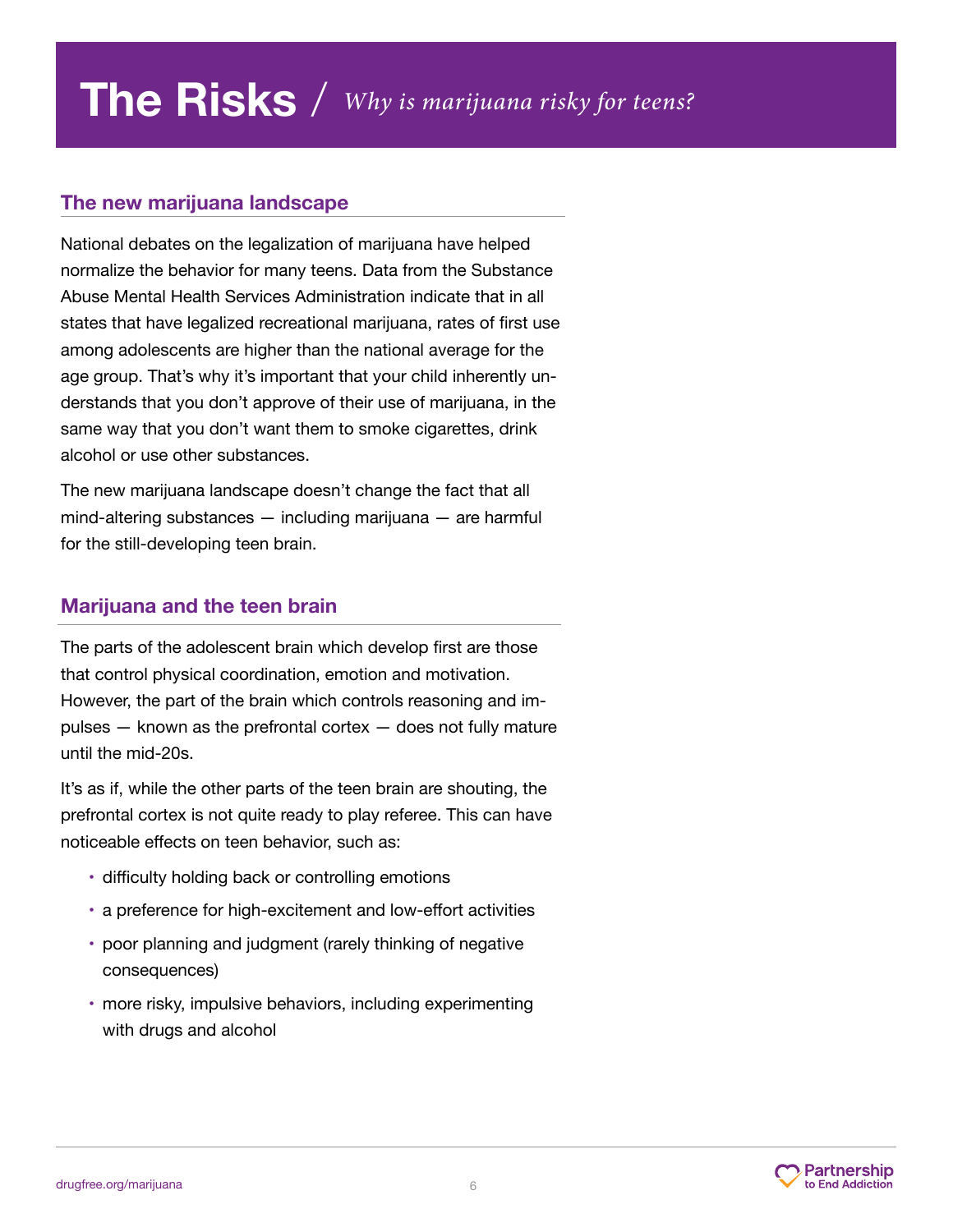# The Risks / *Why is marijuana risky for teens?*

## The new marijuana landscape

National debates on the legalization of marijuana have helped normalize the behavior for many teens. Data from the Substance Abuse Mental Health Services Administration indicate that in all states that have legalized recreational marijuana, rates of first use among adolescents are higher than the national average for the age group. That's why it's important that your child inherently understands that you don't approve of their use of marijuana, in the same way that you don't want them to smoke cigarettes, drink alcohol or use other substances.

The new marijuana landscape doesn't change the fact that all mind-altering substances — including marijuana — are harmful for the still-developing teen brain.

## Marijuana and the teen brain

The parts of the adolescent brain which develop first are those that control physical coordination, emotion and motivation. However, the part of the brain which controls reasoning and impulses — known as the prefrontal cortex — does not fully mature until the mid-20s.

It's as if, while the other parts of the teen brain are shouting, the prefrontal cortex is not quite ready to play referee. This can have noticeable effects on teen behavior, such as:

- difficulty holding back or controlling emotions
- a preference for high-excitement and low-effort activities
- poor planning and judgment (rarely thinking of negative consequences)
- more risky, impulsive behaviors, including experimenting with drugs and alcohol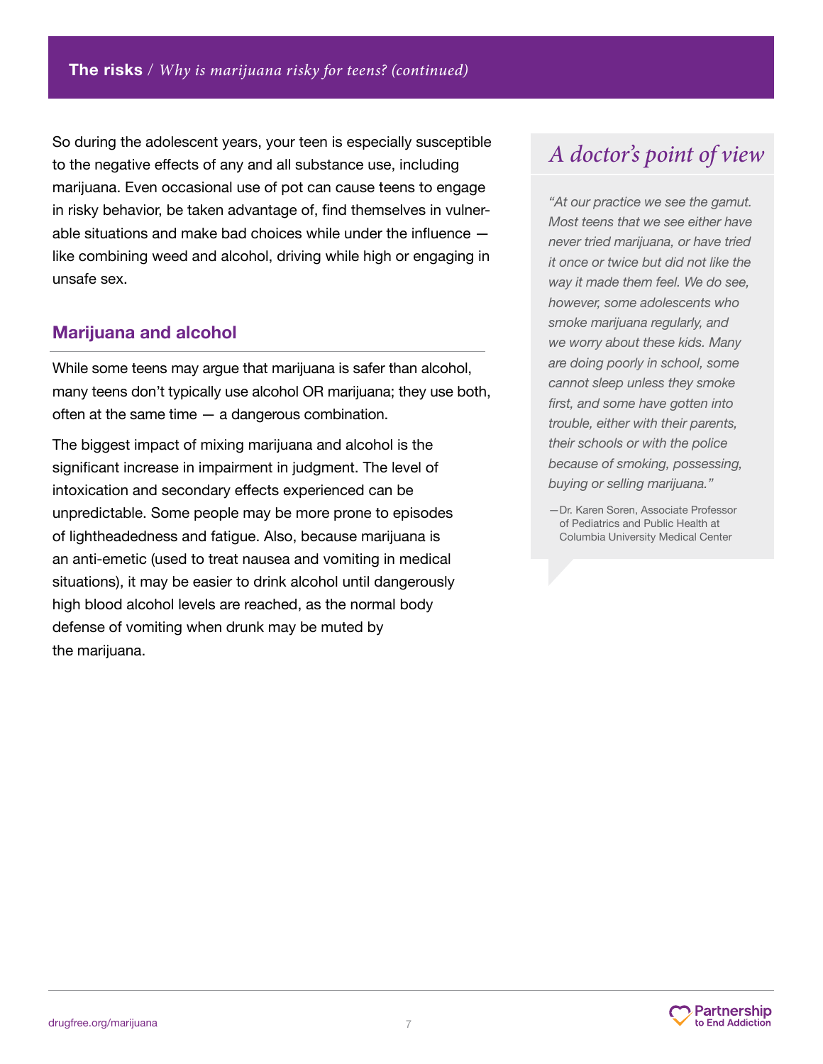**The risks** / *Why is marijuana risky for teens? (continued)*

So during the adolescent years, your teen is especially susceptible to the negative effects of any and all substance use, including marijuana. Even occasional use of pot can cause teens to engage in risky behavior, be taken advantage of, find themselves in vulnerable situations and make bad choices while under the influence — like combining weed and alcohol, driving while high or engaging in unsafe sex.

## Marijuana and alcohol

While some teens may argue that marijuana is safer than alcohol, many teens don't typically use alcohol OR marijuana; they use both, often at the same time — a dangerous combination.

The biggest impact of mixing marijuana and alcohol is the significant increase in impairment in judgment. The level of intoxication and secondary effects experienced can be unpredictable. Some people may be more prone to episodes of lightheadedness and fatigue. Also, because marijuana is an anti-emetic (used to treat nausea and vomiting in medical situations), it may be easier to drink alcohol until dangerously high blood alcohol levels are reached, as the normal body defense of vomiting when drunk may be muted by the marijuana.

## *A doctor's point of view*

*"At our practice we see the gamut. Most teens that we see either have never tried marijuana, or have tried it once or twice but did not like the way it made them feel. We do see, however, some adolescents who smoke marijuana regularly, and we worry about these kids. Many are doing poorly in school, some cannot sleep unless they smoke first, and some have gotten into trouble, either with their parents, their schools or with the police because of smoking, possessing, buying or selling marijuana."*

—Dr. Karen Soren, Associate Professor of Pediatrics and Public Health at Columbia University Medical Center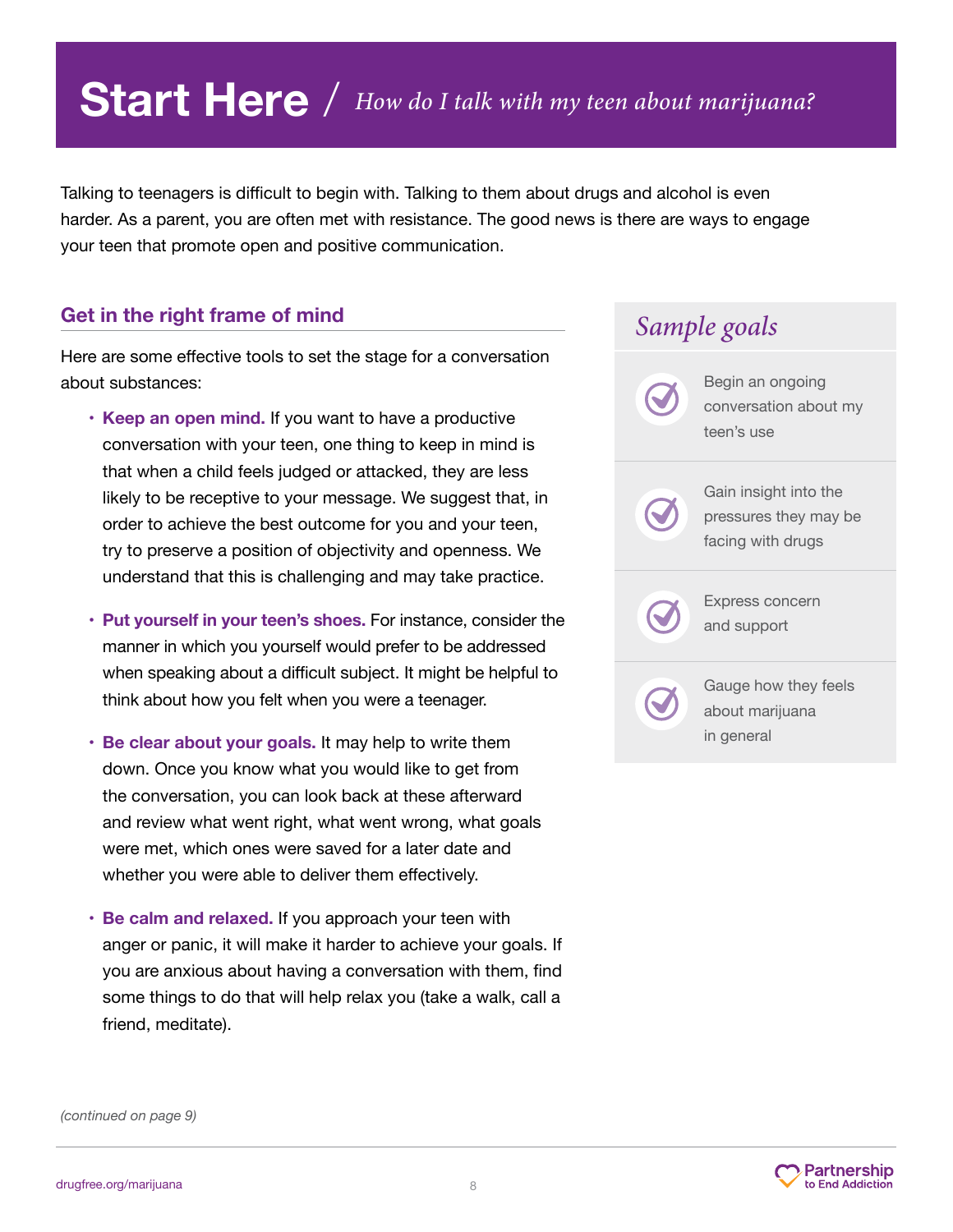# Start Here / *How do I talk with my teen about marijuana?*

Talking to teenagers is difficult to begin with. Talking to them about drugs and alcohol is even harder. As a parent, you are often met with resistance. The good news is there are ways to engage your teen that promote open and positive communication.

## Get in the right frame of mind

Here are some effective tools to set the stage for a conversation about substances:

- **Keep an open mind.** If you want to have a productive conversation with your teen, one thing to keep in mind is that when a child feels judged or attacked, they are less likely to be receptive to your message. We suggest that, in order to achieve the best outcome for you and your teen, try to preserve a position of objectivity and openness. We understand that this is challenging and may take practice.
- **Put yourself in your teen's shoes.** For instance, consider the manner in which you yourself would prefer to be addressed when speaking about a difficult subject. It might be helpful to think about how you felt when you were a teenager.
- **Be clear about your goals.** It may help to write them down. Once you know what you would like to get from the conversation, you can look back at these afterward and review what went right, what went wrong, what goals were met, which ones were saved for a later date and whether you were able to deliver them effectively.
- **Be calm and relaxed.** If you approach your teen with anger or panic, it will make it harder to achieve your goals. If you are anxious about having a conversation with them, find some things to do that will help relax you (take a walk, call a friend, meditate).

### *Sample goals*

- Begin an ongoing conversation about my teen's use
- Gain insight into the pressures they may be facing with drugs
- Express concern and support
- Gauge how they feels about marijuana in general

*(continued on page 9)*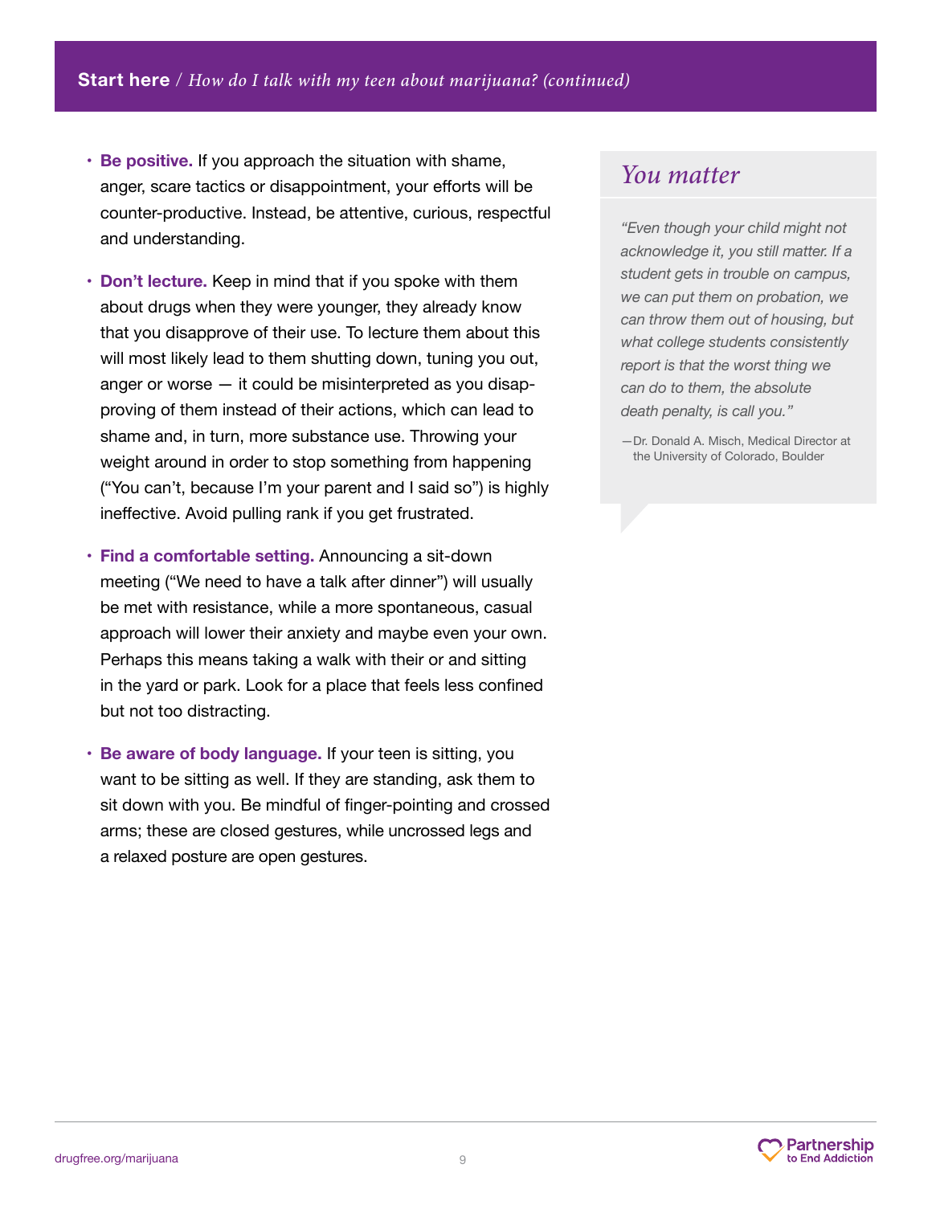## Start here / *How do I talk with my teen about marijuana? (continued)*

- **Be positive.** If you approach the situation with shame, anger, scare tactics or disappointment, your efforts will be counter-productive. Instead, be attentive, curious, respectful and understanding.
- **Don't lecture.** Keep in mind that if you spoke with them about drugs when they were younger, they already know that you disapprove of their use. To lecture them about this will most likely lead to them shutting down, tuning you out, anger or worse — it could be misinterpreted as you disapproving of them instead of their actions, which can lead to shame and, in turn, more substance use. Throwing your weight around in order to stop something from happening ("You can't, because I'm your parent and I said so") is highly ineffective. Avoid pulling rank if you get frustrated.
- **Find a comfortable setting.** Announcing a sit-down meeting ("We need to have a talk after dinner") will usually be met with resistance, while a more spontaneous, casual approach will lower their anxiety and maybe even your own. Perhaps this means taking a walk with their or and sitting in the yard or park. Look for a place that feels less confined but not too distracting.
- **Be aware of body language.** If your teen is sitting, you want to be sitting as well. If they are standing, ask them to sit down with you. Be mindful of finger-pointing and crossed arms; these are closed gestures, while uncrossed legs and a relaxed posture are open gestures.

### *You matter*

*"Even though your child might not acknowledge it, you still matter. If a student gets in trouble on campus, we can put them on probation, we can throw them out of housing, but what college students consistently report is that the worst thing we can do to them, the absolute death penalty, is call you."*

—Dr. Donald A. Misch, Medical Director at the University of Colorado, Boulder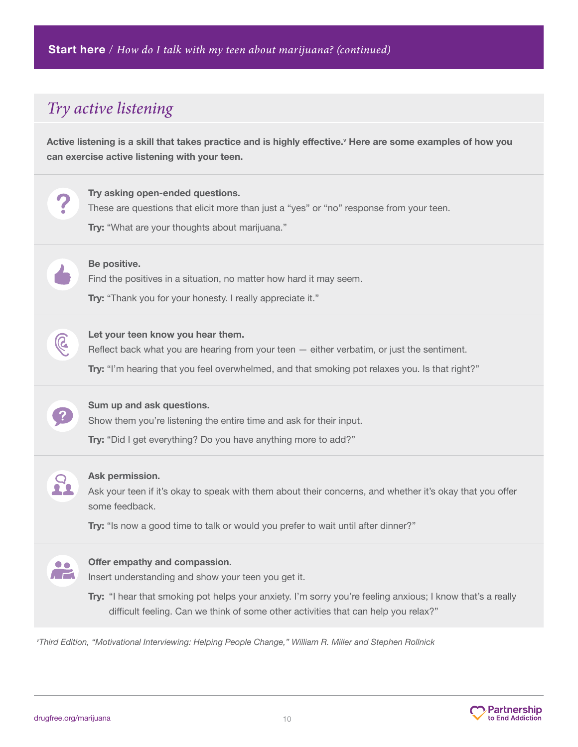**Start here** / *How do I talk with my teen about marijuana? (continued)*

## *Try active listening*

**Active listening is a skill that takes practice and is highly effective.[v] Here are some examples of how you can exercise active listening with your teen.**

**Try asking open-ended questions.**
These are questions that elicit more than just a "yes" or "no" response from your teen.

**Try:** "What are your thoughts about marijuana."

**Be positive.**
Find the positives in a situation, no matter how hard it may seem.

**Try:** "Thank you for your honesty. I really appreciate it."

**Let your teen know you hear them.**
Reflect back what you are hearing from your teen — either verbatim, or just the sentiment.

**Try:** "I'm hearing that you feel overwhelmed, and that smoking pot relaxes you. Is that right?"

**Sum up and ask questions.**
Show them you're listening the entire time and ask for their input.

**Try:** "Did I get everything? Do you have anything more to add?"

**Ask permission.**
Ask your teen if it's okay to speak with them about their concerns, and whether it's okay that you offer some feedback.

**Try:** "Is now a good time to talk or would you prefer to wait until after dinner?"

**Offer empathy and compassion.**
Insert understanding and show your teen you get it.

**Try:** "I hear that smoking pot helps your anxiety. I'm sorry you're feeling anxious; I know that's a really difficult feeling. Can we think of some other activities that can help you relax?"

*[v] Third Edition, "Motivational Interviewing: Helping People Change," William R. Miller and Stephen Rollnick*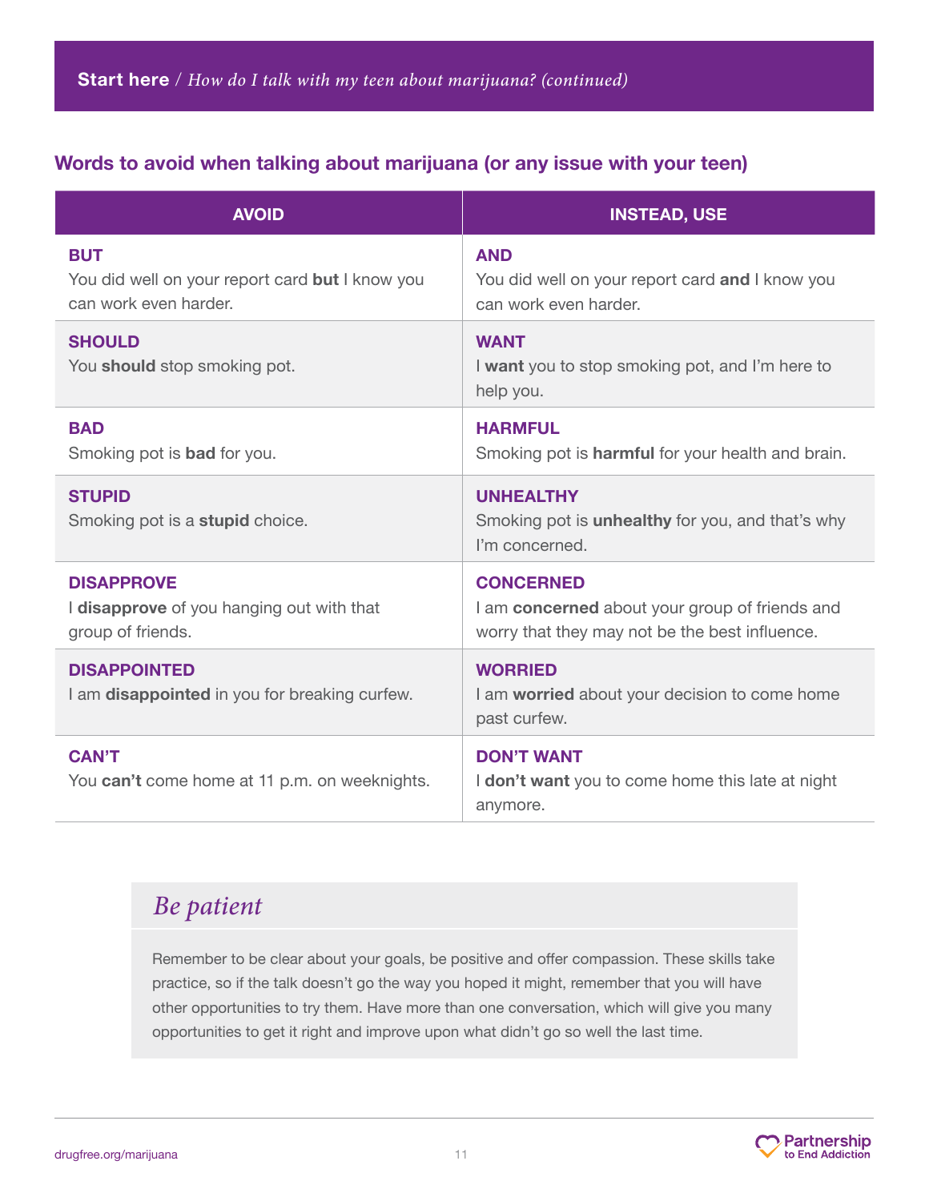**Start here** / *How do I talk with my teen about marijuana? (continued)*

## Words to avoid when talking about marijuana (or any issue with your teen)

| AVOID | INSTEAD, USE |
|---|---|
| **BUT**<br>You did well on your report card **but** I know you can work even harder. | **AND**<br>You did well on your report card **and** I know you can work even harder. |
| **SHOULD**<br>You **should** stop smoking pot. | **WANT**<br>I **want** you to stop smoking pot, and I'm here to help you. |
| **BAD**<br>Smoking pot is **bad** for you. | **HARMFUL**<br>Smoking pot is **harmful** for your health and brain. |
| **STUPID**<br>Smoking pot is a **stupid** choice. | **UNHEALTHY**<br>Smoking pot is **unhealthy** for you, and that's why I'm concerned. |
| **DISAPPROVE**<br>I **disapprove** of you hanging out with that group of friends. | **CONCERNED**<br>I am **concerned** about your group of friends and worry that they may not be the best influence. |
| **DISAPPOINTED**<br>I am **disappointed** in you for breaking curfew. | **WORRIED**<br>I am **worried** about your decision to come home past curfew. |
| **CAN'T**<br>You **can't** come home at 11 p.m. on weeknights. | **DON'T WANT**<br>I **don't want** you to come home this late at night anymore. |

### *Be patient*

Remember to be clear about your goals, be positive and offer compassion. These skills take practice, so if the talk doesn't go the way you hoped it might, remember that you will have other opportunities to try them. Have more than one conversation, which will give you many opportunities to get it right and improve upon what didn't go so well the last time.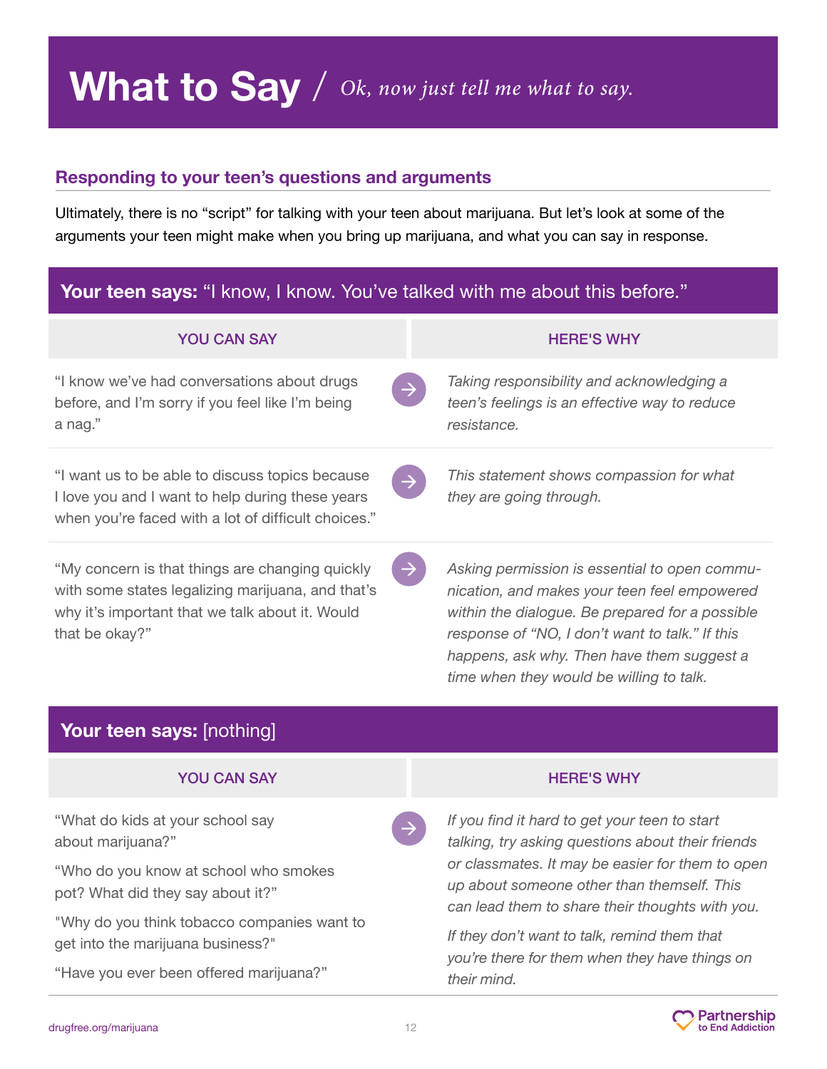# What to Say / *Ok, now just tell me what to say.*

## Responding to your teen's questions and arguments

Ultimately, there is no "script" for talking with your teen about marijuana. But let's look at some of the arguments your teen might make when you bring up marijuana, and what you can say in response.

### **Your teen says:** "I know, I know. You've talked with me about this before."

| YOU CAN SAY | HERE'S WHY |
|---|---|
| "I know we've had conversations about drugs before, and I'm sorry if you feel like I'm being a nag." | *Taking responsibility and acknowledging a teen's feelings is an effective way to reduce resistance.* |
| "I want us to be able to discuss topics because I love you and I want to help during these years when you're faced with a lot of difficult choices." | *This statement shows compassion for what they are going through.* |
| "My concern is that things are changing quickly with some states legalizing marijuana, and that's why it's important that we talk about it. Would that be okay?" | *Asking permission is essential to open communication, and makes your teen feel empowered within the dialogue. Be prepared for a possible response of "NO, I don't want to talk." If this happens, ask why. Then have them suggest a time when they would be willing to talk.* |

### **Your teen says:** [nothing]

| YOU CAN SAY | HERE'S WHY |
|---|---|
| "What do kids at your school say about marijuana?"<br><br>"Who do you know at school who smokes pot? What did they say about it?"<br><br>"Why do you think tobacco companies want to get into the marijuana business?"<br><br>"Have you ever been offered marijuana?" | *If you find it hard to get your teen to start talking, try asking questions about their friends or classmates. It may be easier for them to open up about someone other than themself. This can lead them to share their thoughts with you.*<br><br>*If they don't want to talk, remind them that you're there for them when they have things on their mind.* |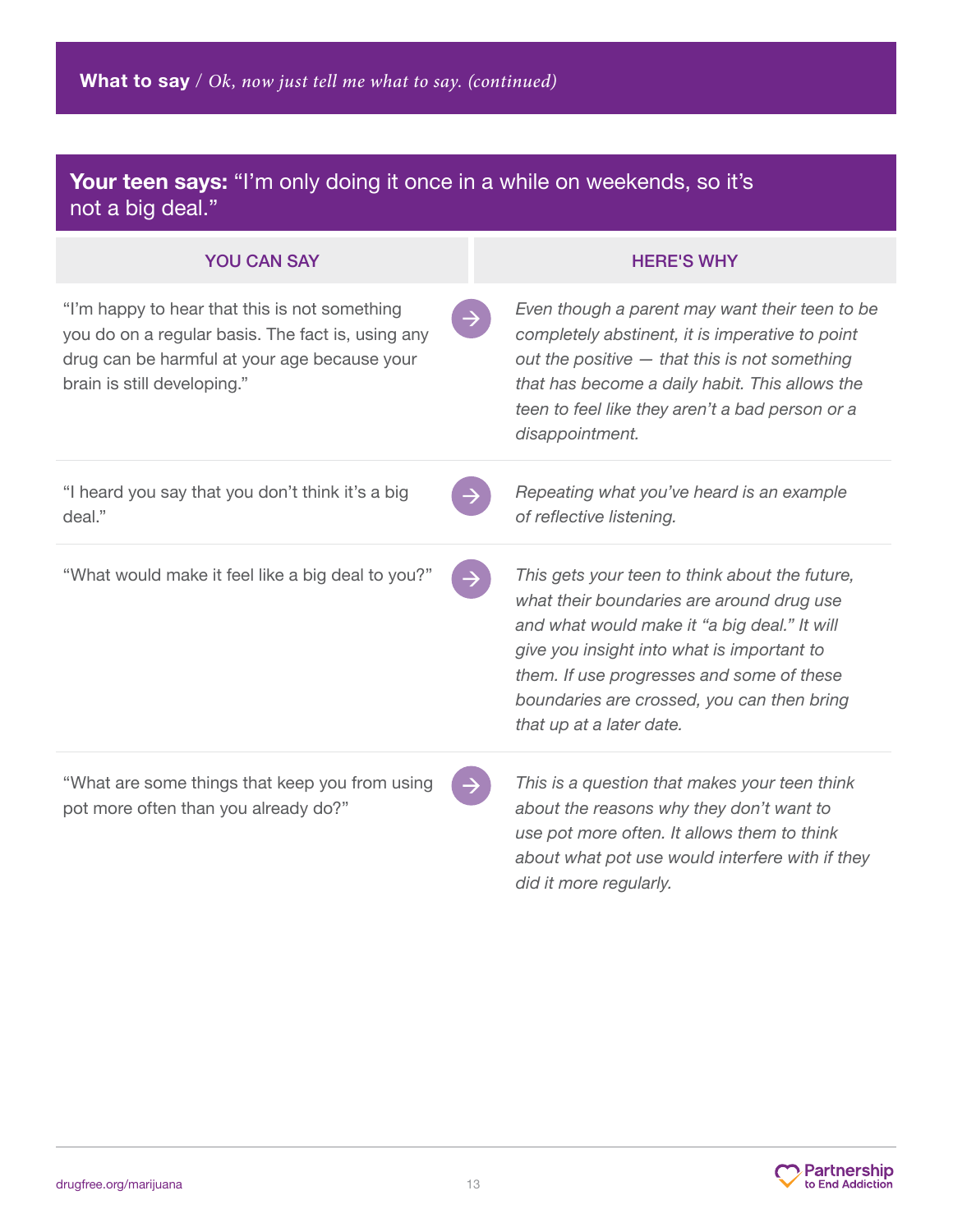**What to say** / *Ok, now just tell me what to say. (continued)*

## **Your teen says:** "I'm only doing it once in a while on weekends, so it's not a big deal."

| YOU CAN SAY | HERE'S WHY |
|---|---|
| "I'm happy to hear that this is not something you do on a regular basis. The fact is, using any drug can be harmful at your age because your brain is still developing." | *Even though a parent may want their teen to be completely abstinent, it is imperative to point out the positive — that this is not something that has become a daily habit. This allows the teen to feel like they aren't a bad person or a disappointment.* |
| "I heard you say that you don't think it's a big deal." | *Repeating what you've heard is an example of reflective listening.* |
| "What would make it feel like a big deal to you?" | *This gets your teen to think about the future, what their boundaries are around drug use and what would make it "a big deal." It will give you insight into what is important to them. If use progresses and some of these boundaries are crossed, you can then bring that up at a later date.* |
| "What are some things that keep you from using pot more often than you already do?" | *This is a question that makes your teen think about the reasons why they don't want to use pot more often. It allows them to think about what pot use would interfere with if they did it more regularly.* |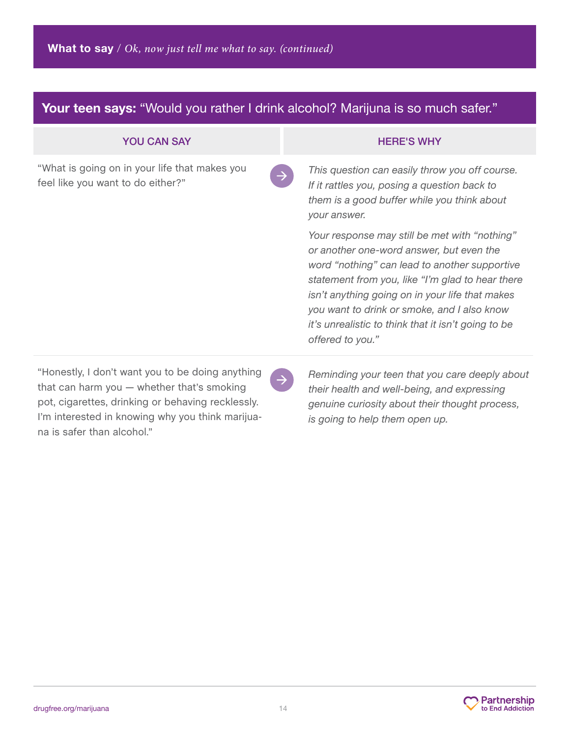**What to say** / *Ok, now just tell me what to say. (continued)*

## Your teen says: "Would you rather I drink alcohol? Marijuna is so much safer."

| YOU CAN SAY | HERE'S WHY |
|---|---|
| "What is going on in your life that makes you feel like you want to do either?" | *This question can easily throw you off course. If it rattles you, posing a question back to them is a good buffer while you think about your answer.* <br><br> *Your response may still be met with "nothing" or another one-word answer, but even the word "nothing" can lead to another supportive statement from you, like "I'm glad to hear there isn't anything going on in your life that makes you want to drink or smoke, and I also know it's unrealistic to think that it isn't going to be offered to you."* |
| "Honestly, I don't want you to be doing anything that can harm you — whether that's smoking pot, cigarettes, drinking or behaving recklessly. I'm interested in knowing why you think marijuana is safer than alcohol." | *Reminding your teen that you care deeply about their health and well-being, and expressing genuine curiosity about their thought process, is going to help them open up.* |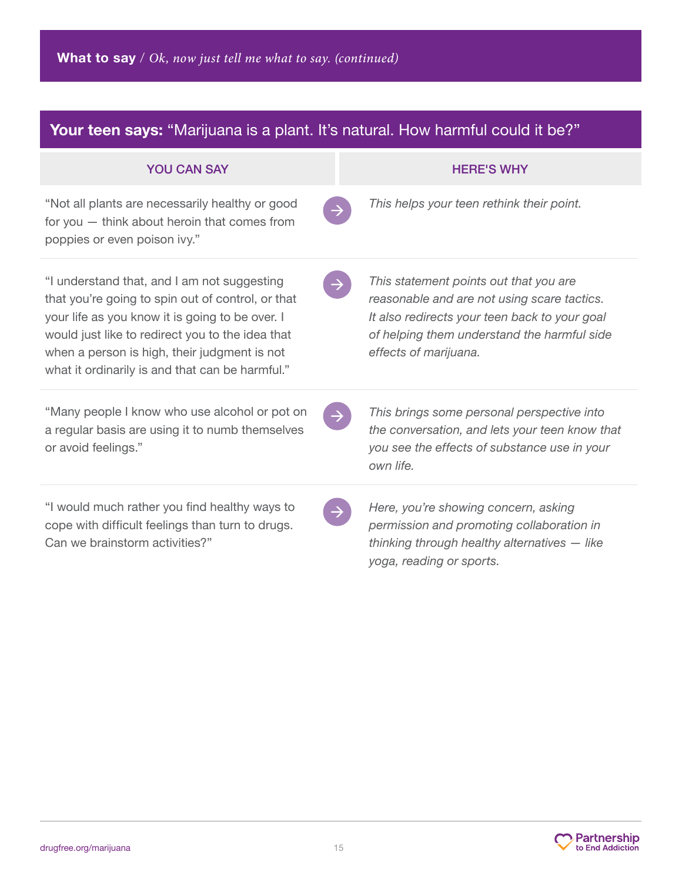**What to say** / *Ok, now just tell me what to say. (continued)*

## Your teen says: "Marijuana is a plant. It's natural. How harmful could it be?"

| YOU CAN SAY | HERE'S WHY |
|---|---|
| "Not all plants are necessarily healthy or good for you — think about heroin that comes from poppies or even poison ivy." | *This helps your teen rethink their point.* |
| "I understand that, and I am not suggesting that you're going to spin out of control, or that your life as you know it is going to be over. I would just like to redirect you to the idea that when a person is high, their judgment is not what it ordinarily is and that can be harmful." | *This statement points out that you are reasonable and are not using scare tactics. It also redirects your teen back to your goal of helping them understand the harmful side effects of marijuana.* |
| "Many people I know who use alcohol or pot on a regular basis are using it to numb themselves or avoid feelings." | *This brings some personal perspective into the conversation, and lets your teen know that you see the effects of substance use in your own life.* |
| "I would much rather you find healthy ways to cope with difficult feelings than turn to drugs. Can we brainstorm activities?" | *Here, you're showing concern, asking permission and promoting collaboration in thinking through healthy alternatives — like yoga, reading or sports.* |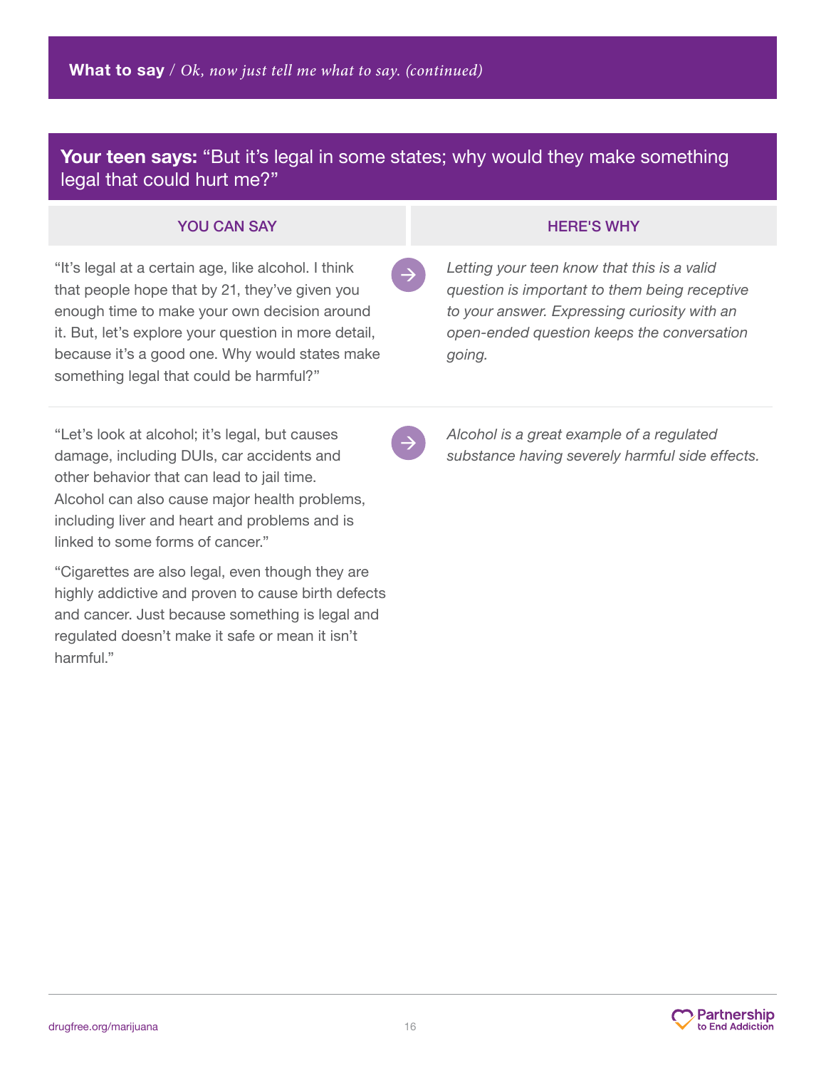**What to say** / *Ok, now just tell me what to say. (continued)*

## **Your teen says:** "But it's legal in some states; why would they make something legal that could hurt me?"

| YOU CAN SAY | HERE'S WHY |
|---|---|
| "It's legal at a certain age, like alcohol. I think that people hope that by 21, they've given you enough time to make your own decision around it. But, let's explore your question in more detail, because it's a good one. Why would states make something legal that could be harmful?" | *Letting your teen know that this is a valid question is important to them being receptive to your answer. Expressing curiosity with an open-ended question keeps the conversation going.* |
| "Let's look at alcohol; it's legal, but causes damage, including DUIs, car accidents and other behavior that can lead to jail time. Alcohol can also cause major health problems, including liver and heart and problems and is linked to some forms of cancer." <br><br> "Cigarettes are also legal, even though they are highly addictive and proven to cause birth defects and cancer. Just because something is legal and regulated doesn't make it safe or mean it isn't harmful." | *Alcohol is a great example of a regulated substance having severely harmful side effects.* |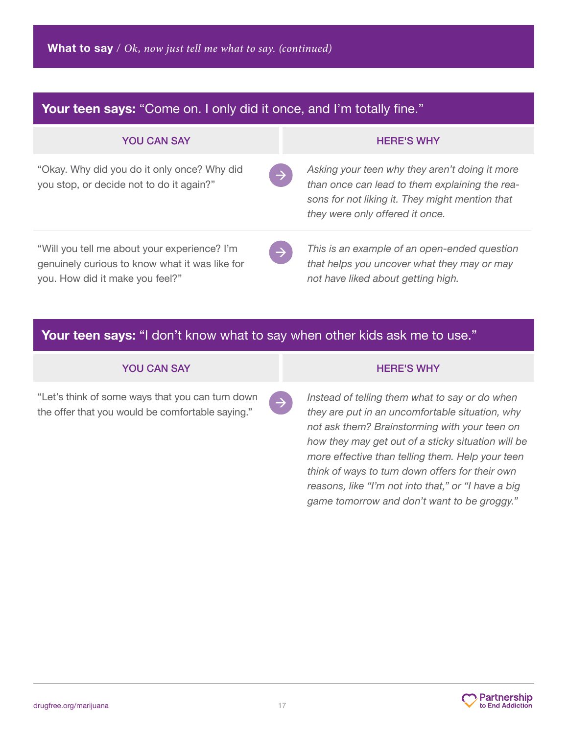**What to say** / *Ok, now just tell me what to say. (continued)*

## **Your teen says:** "Come on. I only did it once, and I'm totally fine."

| YOU CAN SAY | HERE'S WHY |
|---|---|
| "Okay. Why did you do it only once? Why did you stop, or decide not to do it again?" | *Asking your teen why they aren't doing it more than once can lead to them explaining the reasons for not liking it. They might mention that they were only offered it once.* |
| "Will you tell me about your experience? I'm genuinely curious to know what it was like for you. How did it make you feel?" | *This is an example of an open-ended question that helps you uncover what they may or may not have liked about getting high.* |

## **Your teen says:** "I don't know what to say when other kids ask me to use."

| YOU CAN SAY | HERE'S WHY |
|---|---|
| "Let's think of some ways that you can turn down the offer that you would be comfortable saying." | *Instead of telling them what to say or do when they are put in an uncomfortable situation, why not ask them? Brainstorming with your teen on how they may get out of a sticky situation will be more effective than telling them. Help your teen think of ways to turn down offers for their own reasons, like "I'm not into that," or "I have a big game tomorrow and don't want to be groggy."* |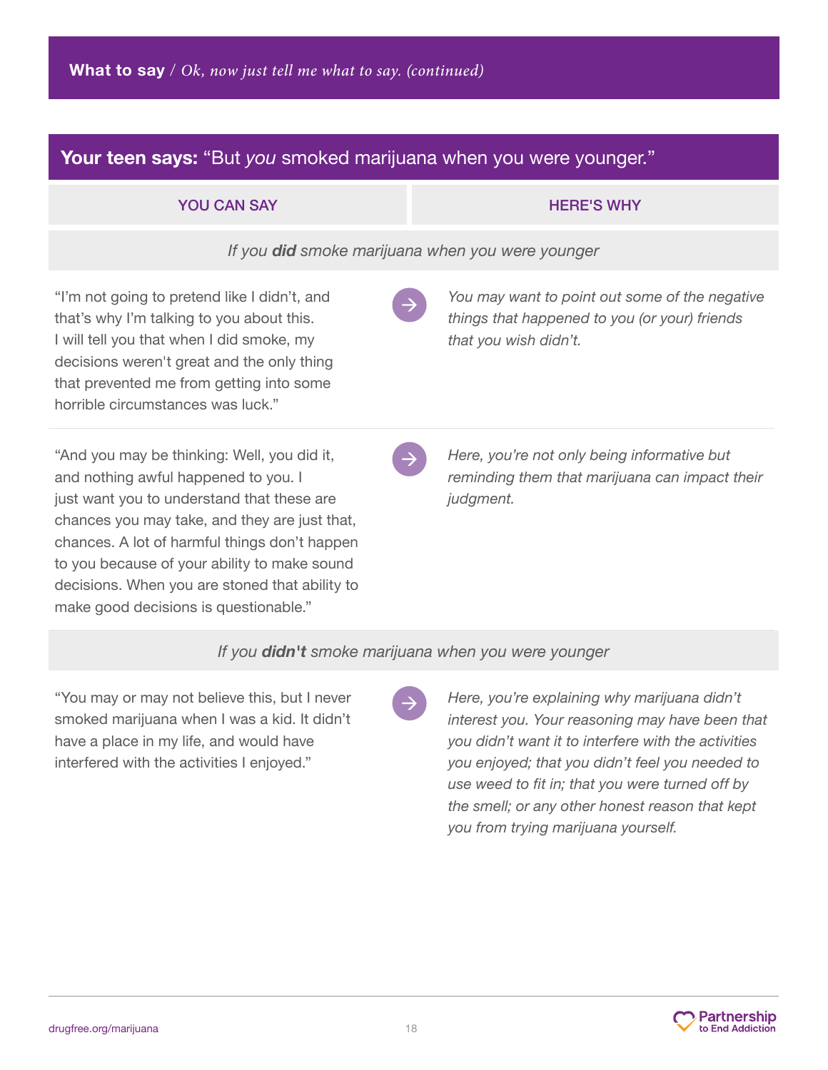**What to say** / *Ok, now just tell me what to say. (continued)*

## **Your teen says:** "But *you* smoked marijuana when you were younger."

| YOU CAN SAY | HERE'S WHY |
|---|---|
| *If you **did** smoke marijuana when you were younger* | |
| "I'm not going to pretend like I didn't, and that's why I'm talking to you about this. I will tell you that when I did smoke, my decisions weren't great and the only thing that prevented me from getting into some horrible circumstances was luck." | *You may want to point out some of the negative things that happened to you (or your) friends that you wish didn't.* |
| "And you may be thinking: Well, you did it, and nothing awful happened to you. I just want you to understand that these are chances you may take, and they are just that, chances. A lot of harmful things don't happen to you because of your ability to make sound decisions. When you are stoned that ability to make good decisions is questionable." | *Here, you're not only being informative but reminding them that marijuana can impact their judgment.* |
| *If you **didn't** smoke marijuana when you were younger* | |
| "You may or may not believe this, but I never smoked marijuana when I was a kid. It didn't have a place in my life, and would have interfered with the activities I enjoyed." | *Here, you're explaining why marijuana didn't interest you. Your reasoning may have been that you didn't want it to interfere with the activities you enjoyed; that you didn't feel you needed to use weed to fit in; that you were turned off by the smell; or any other honest reason that kept you from trying marijuana yourself.* |

drugfree.org/marijuana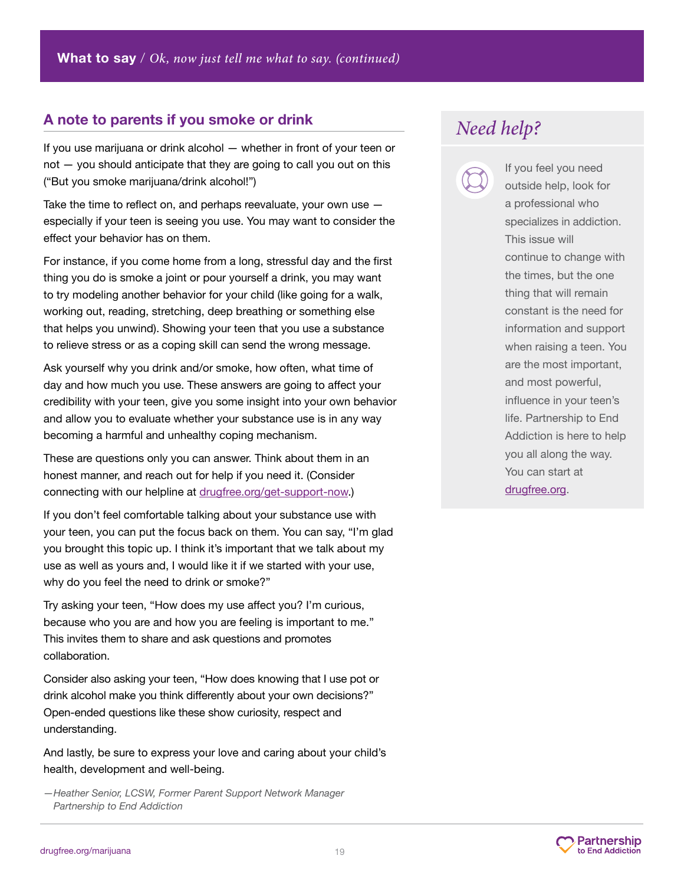**What to say** / *Ok, now just tell me what to say. (continued)*

## A note to parents if you smoke or drink

If you use marijuana or drink alcohol — whether in front of your teen or not — you should anticipate that they are going to call you out on this ("But you smoke marijuana/drink alcohol!")

Take the time to reflect on, and perhaps reevaluate, your own use — especially if your teen is seeing you use. You may want to consider the effect your behavior has on them.

For instance, if you come home from a long, stressful day and the first thing you do is smoke a joint or pour yourself a drink, you may want to try modeling another behavior for your child (like going for a walk, working out, reading, stretching, deep breathing or something else that helps you unwind). Showing your teen that you use a substance to relieve stress or as a coping skill can send the wrong message.

Ask yourself why you drink and/or smoke, how often, what time of day and how much you use. These answers are going to affect your credibility with your teen, give you some insight into your own behavior and allow you to evaluate whether your substance use is in any way becoming a harmful and unhealthy coping mechanism.

These are questions only you can answer. Think about them in an honest manner, and reach out for help if you need it. (Consider connecting with our helpline at drugfree.org/get-support-now.)

If you don't feel comfortable talking about your substance use with your teen, you can put the focus back on them. You can say, "I'm glad you brought this topic up. I think it's important that we talk about my use as well as yours and, I would like it if we started with your use, why do you feel the need to drink or smoke?"

Try asking your teen, "How does my use affect you? I'm curious, because who you are and how you are feeling is important to me." This invites them to share and ask questions and promotes collaboration.

Consider also asking your teen, "How does knowing that I use pot or drink alcohol make you think differently about your own decisions?" Open-ended questions like these show curiosity, respect and understanding.

And lastly, be sure to express your love and caring about your child's health, development and well-being.

*—Heather Senior, LCSW, Former Parent Support Network Manager Partnership to End Addiction*

## *Need help?*

If you feel you need outside help, look for a professional who specializes in addiction. This issue will continue to change with the times, but the one thing that will remain constant is the need for information and support when raising a teen. You are the most important, and most powerful, influence in your teen's life. Partnership to End Addiction is here to help you all along the way. You can start at drugfree.org.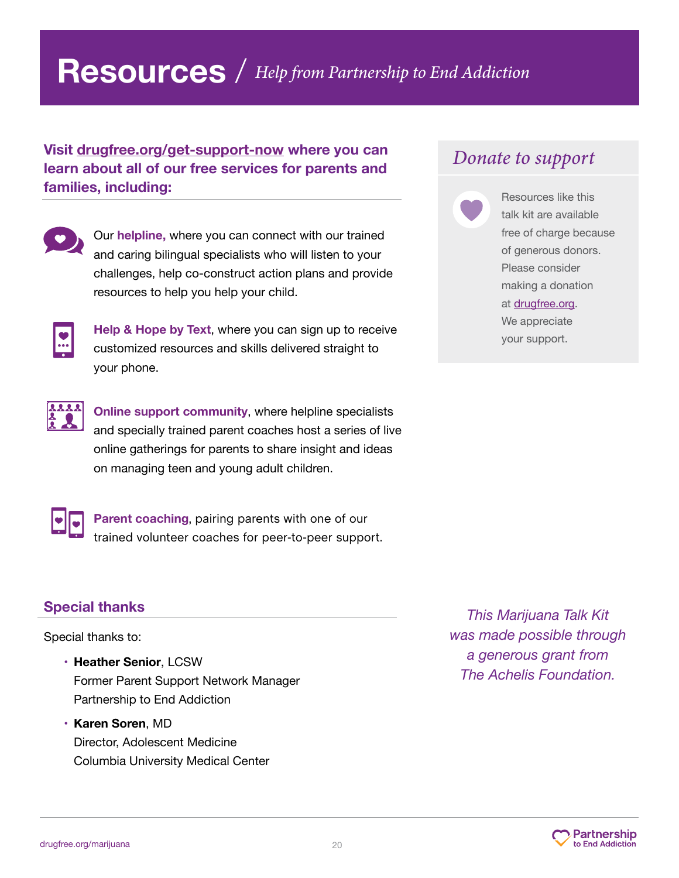# Resources / *Help from Partnership to End Addiction*

**Visit drugfree.org/get-support-now where you can learn about all of our free services for parents and families, including:**

Our **helpline,** where you can connect with our trained and caring bilingual specialists who will listen to your challenges, help co-construct action plans and provide resources to help you help your child.

**Help & Hope by Text**, where you can sign up to receive customized resources and skills delivered straight to your phone.

**Online support community**, where helpline specialists and specially trained parent coaches host a series of live online gatherings for parents to share insight and ideas on managing teen and young adult children.

**Parent coaching**, pairing parents with one of our trained volunteer coaches for peer-to-peer support.

## *Donate to support*

Resources like this talk kit are available free of charge because of generous donors. Please consider making a donation at drugfree.org. We appreciate your support.

## Special thanks

Special thanks to:

- **Heather Senior**, LCSW
  Former Parent Support Network Manager
  Partnership to End Addiction
- **Karen Soren**, MD
  Director, Adolescent Medicine
  Columbia University Medical Center

*This Marijuana Talk Kit was made possible through a generous grant from The Achelis Foundation.*